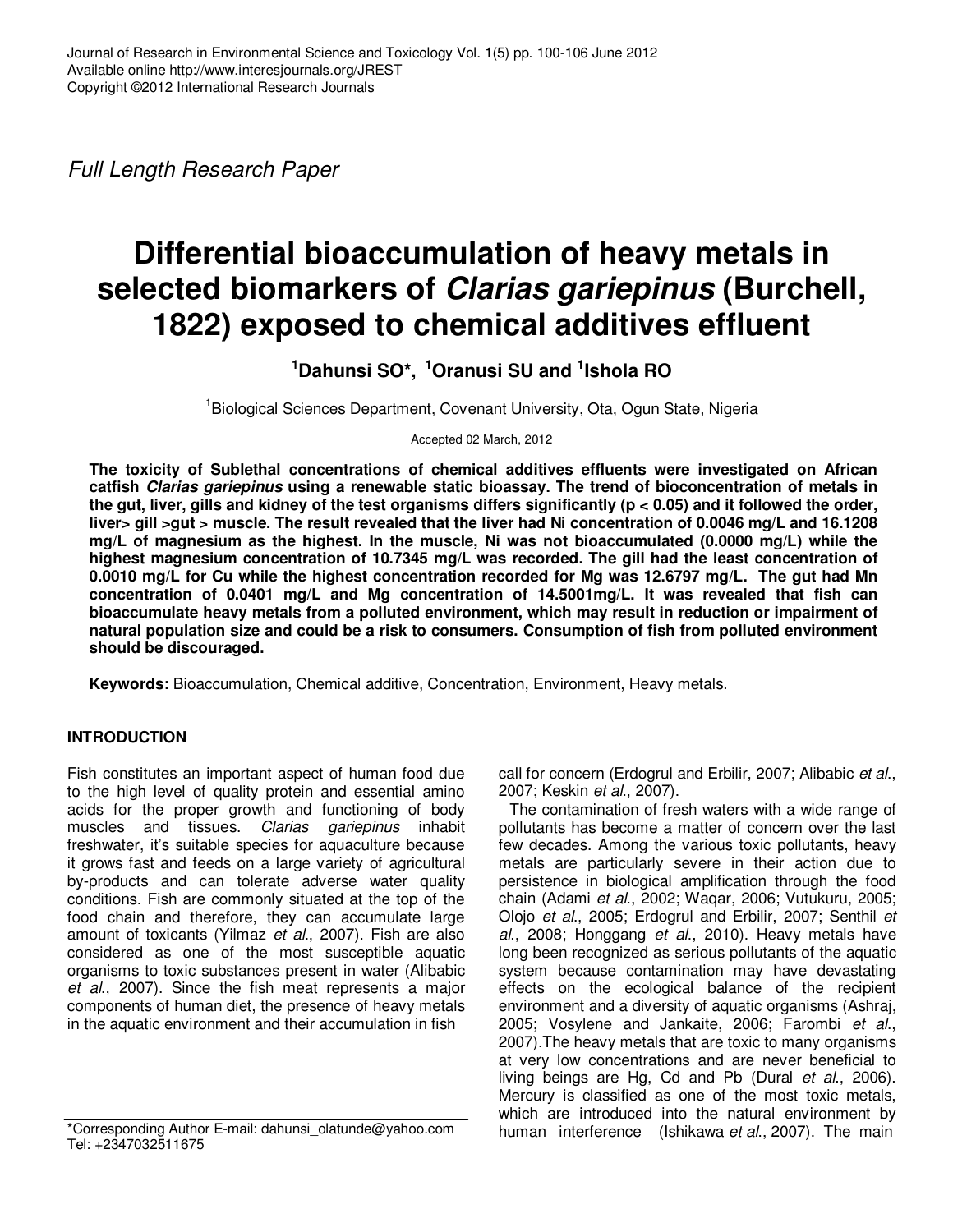*Full Length Research Paper*

# Differential bioaccumulation of heavy metals in selected biomarkers of *Clarias gariepinus* (Burchell, 1822) exposed to chemical additives effluent

**[1]Dahunsi SO*, [1]Oranusi SU and [1]Ishola RO**

[1]Biological Sciences Department, Covenant University, Ota, Ogun State, Nigeria

Accepted 02 March, 2012

**The toxicity of Sublethal concentrations of chemical additives effluents were investigated on African catfish *Clarias gariepinus* using a renewable static bioassay. The trend of bioconcentration of metals in the gut, liver, gills and kidney of the test organisms differs significantly ($p < 0.05$) and it followed the order, liver> gill >gut > muscle. The result revealed that the liver had Ni concentration of 0.0046 mg/L and 16.1208 mg/L of magnesium as the highest. In the muscle, Ni was not bioaccumulated (0.0000 mg/L) while the highest magnesium concentration of 10.7345 mg/L was recorded. The gill had the least concentration of 0.0010 mg/L for Cu while the highest concentration recorded for Mg was 12.6797 mg/L. The gut had Mn concentration of 0.0401 mg/L and Mg concentration of 14.5001mg/L. It was revealed that fish can bioaccumulate heavy metals from a polluted environment, which may result in reduction or impairment of natural population size and could be a risk to consumers. Consumption of fish from polluted environment should be discouraged.**

**Keywords:** Bioaccumulation, Chemical additive, Concentration, Environment, Heavy metals.

## INTRODUCTION

Fish constitutes an important aspect of human food due to the high level of quality protein and essential amino acids for the proper growth and functioning of body muscles and tissues. *Clarias gariepinus* inhabit freshwater, it's suitable species for aquaculture because it grows fast and feeds on a large variety of agricultural by-products and can tolerate adverse water quality conditions. Fish are commonly situated at the top of the food chain and therefore, they can accumulate large amount of toxicants (Yilmaz *et al*., 2007). Fish are also considered as one of the most susceptible aquatic organisms to toxic substances present in water (Alibabic *et al*., 2007). Since the fish meat represents a major components of human diet, the presence of heavy metals in the aquatic environment and their accumulation in fish call for concern (Erdogrul and Erbilir, 2007; Alibabic *et al*., 2007; Keskin *et al*., 2007).

The contamination of fresh waters with a wide range of pollutants has become a matter of concern over the last few decades. Among the various toxic pollutants, heavy metals are particularly severe in their action due to persistence in biological amplification through the food chain (Adami *et al*., 2002; Waqar, 2006; Vutukuru, 2005; Olojo *et al*., 2005; Erdogrul and Erbilir, 2007; Senthil *et al*., 2008; Honggang *et al*., 2010). Heavy metals have long been recognized as serious pollutants of the aquatic system because contamination may have devastating effects on the ecological balance of the recipient environment and a diversity of aquatic organisms (Ashraj, 2005; Vosylene and Jankaite, 2006; Farombi *et al*., 2007).The heavy metals that are toxic to many organisms at very low concentrations and are never beneficial to living beings are Hg, Cd and Pb (Dural *et al*., 2006). Mercury is classified as one of the most toxic metals, which are introduced into the natural environment by human interference (Ishikawa *et al*., 2007). The main

*Corresponding Author E-mail: dahunsi_olatunde@yahoo.com Tel: +2347032511675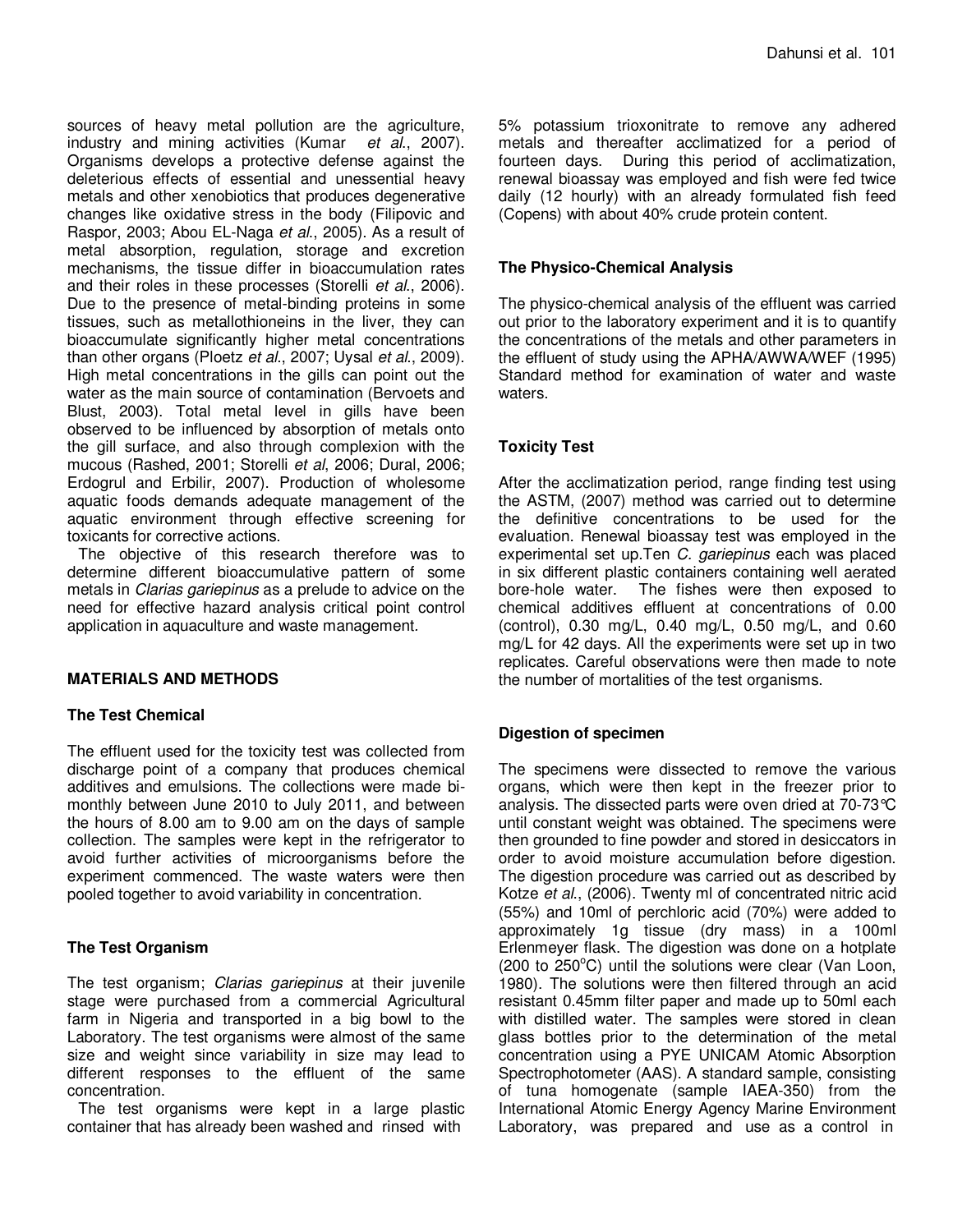sources of heavy metal pollution are the agriculture, industry and mining activities (Kumar *et al*., 2007). Organisms develops a protective defense against the deleterious effects of essential and unessential heavy metals and other xenobiotics that produces degenerative changes like oxidative stress in the body (Filipovic and Raspor, 2003; Abou EL-Naga *et al*., 2005). As a result of metal absorption, regulation, storage and excretion mechanisms, the tissue differ in bioaccumulation rates and their roles in these processes (Storelli *et al*., 2006). Due to the presence of metal-binding proteins in some tissues, such as metallothioneins in the liver, they can bioaccumulate significantly higher metal concentrations than other organs (Ploetz *et al*., 2007; Uysal *et al*., 2009). High metal concentrations in the gills can point out the water as the main source of contamination (Bervoets and Blust, 2003). Total metal level in gills have been observed to be influenced by absorption of metals onto the gill surface, and also through complexion with the mucous (Rashed, 2001; Storelli *et al*, 2006; Dural, 2006; Erdogrul and Erbilir, 2007). Production of wholesome aquatic foods demands adequate management of the aquatic environment through effective screening for toxicants for corrective actions.

The objective of this research therefore was to determine different bioaccumulative pattern of some metals in *Clarias gariepinus* as a prelude to advice on the need for effective hazard analysis critical point control application in aquaculture and waste management.

## MATERIALS AND METHODS

### The Test Chemical

The effluent used for the toxicity test was collected from discharge point of a company that produces chemical additives and emulsions. The collections were made bi-monthly between June 2010 to July 2011, and between the hours of 8.00 am to 9.00 am on the days of sample collection. The samples were kept in the refrigerator to avoid further activities of microorganisms before the experiment commenced. The waste waters were then pooled together to avoid variability in concentration.

### The Test Organism

The test organism; *Clarias gariepinus* at their juvenile stage were purchased from a commercial Agricultural farm in Nigeria and transported in a big bowl to the Laboratory. The test organisms were almost of the same size and weight since variability in size may lead to different responses to the effluent of the same concentration.

The test organisms were kept in a large plastic container that has already been washed and rinsed with 5% potassium trioxonitrate to remove any adhered metals and thereafter acclimatized for a period of fourteen days. During this period of acclimatization, renewal bioassay was employed and fish were fed twice daily (12 hourly) with an already formulated fish feed (Copens) with about 40% crude protein content.

### The Physico-Chemical Analysis

The physico-chemical analysis of the effluent was carried out prior to the laboratory experiment and it is to quantify the concentrations of the metals and other parameters in the effluent of study using the APHA/AWWA/WEF (1995) Standard method for examination of water and waste waters.

### Toxicity Test

After the acclimatization period, range finding test using the ASTM, (2007) method was carried out to determine the definitive concentrations to be used for the evaluation. Renewal bioassay test was employed in the experimental set up.Ten *C. gariepinus* each was placed in six different plastic containers containing well aerated bore-hole water. The fishes were then exposed to chemical additives effluent at concentrations of 0.00 (control), 0.30 mg/L, 0.40 mg/L, 0.50 mg/L, and 0.60 mg/L for 42 days. All the experiments were set up in two replicates. Careful observations were then made to note the number of mortalities of the test organisms.

### Digestion of specimen

The specimens were dissected to remove the various organs, which were then kept in the freezer prior to analysis. The dissected parts were oven dried at 70-73°C until constant weight was obtained. The specimens were then grounded to fine powder and stored in desiccators in order to avoid moisture accumulation before digestion. The digestion procedure was carried out as described by Kotze *et al*., (2006). Twenty ml of concentrated nitric acid (55%) and 10ml of perchloric acid (70%) were added to approximately 1g tissue (dry mass) in a 100ml Erlenmeyer flask. The digestion was done on a hotplate (200 to 250°C) until the solutions were clear (Van Loon, 1980). The solutions were then filtered through an acid resistant 0.45mm filter paper and made up to 50ml each with distilled water. The samples were stored in clean glass bottles prior to the determination of the metal concentration using a PYE UNICAM Atomic Absorption Spectrophotometer (AAS). A standard sample, consisting of tuna homogenate (sample IAEA-350) from the International Atomic Energy Agency Marine Environment Laboratory, was prepared and use as a control in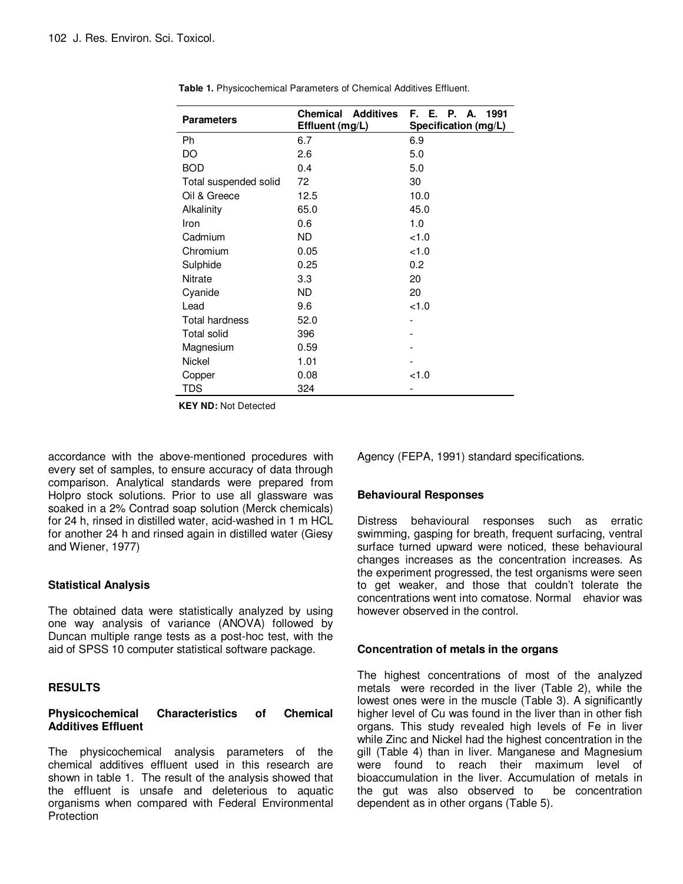**Table 1.** Physicochemical Parameters of Chemical Additives Effluent.

| Parameters | Chemical Additives Effluent (mg/L) | F. E. P. A. 1991 Specification (mg/L) |
|---|---|---|
| Ph | 6.7 | 6.9 |
| DO | 2.6 | 5.0 |
| BOD | 0.4 | 5.0 |
| Total suspended solid | 72 | 30 |
| Oil & Greece | 12.5 | 10.0 |
| Alkalinity | 65.0 | 45.0 |
| Iron | 0.6 | 1.0 |
| Cadmium | ND | <1.0 |
| Chromium | 0.05 | <1.0 |
| Sulphide | 0.25 | 0.2 |
| Nitrate | 3.3 | 20 |
| Cyanide | ND | 20 |
| Lead | 9.6 | <1.0 |
| Total hardness | 52.0 | - |
| Total solid | 396 | - |
| Magnesium | 0.59 | - |
| Nickel | 1.01 | - |
| Copper | 0.08 | <1.0 |
| TDS | 324 | - |

**KEY ND:** Not Detected

accordance with the above-mentioned procedures with every set of samples, to ensure accuracy of data through comparison. Analytical standards were prepared from Holpro stock solutions. Prior to use all glassware was soaked in a 2% Contrad soap solution (Merck chemicals) for 24 h, rinsed in distilled water, acid-washed in 1 m HCL for another 24 h and rinsed again in distilled water (Giesy and Wiener, 1977)

## Statistical Analysis

The obtained data were statistically analyzed by using one way analysis of variance (ANOVA) followed by Duncan multiple range tests as a post-hoc test, with the aid of SPSS 10 computer statistical software package.

# RESULTS

## Physicochemical Characteristics of Chemical Additives Effluent

The physicochemical analysis parameters of the chemical additives effluent used in this research are shown in table 1. The result of the analysis showed that the effluent is unsafe and deleterious to aquatic organisms when compared with Federal Environmental Protection Agency (FEPA, 1991) standard specifications.

## Behavioural Responses

Distress behavioural responses such as erratic swimming, gasping for breath, frequent surfacing, ventral surface turned upward were noticed, these behavioural changes increases as the concentration increases. As the experiment progressed, the test organisms were seen to get weaker, and those that couldn't tolerate the concentrations went into comatose. Normal ehavior was however observed in the control.

## Concentration of metals in the organs

The highest concentrations of most of the analyzed metals were recorded in the liver (Table 2), while the lowest ones were in the muscle (Table 3). A significantly higher level of Cu was found in the liver than in other fish organs. This study revealed high levels of Fe in liver while Zinc and Nickel had the highest concentration in the gill (Table 4) than in liver. Manganese and Magnesium were found to reach their maximum level of bioaccumulation in the liver. Accumulation of metals in the gut was also observed to be concentration dependent as in other organs (Table 5).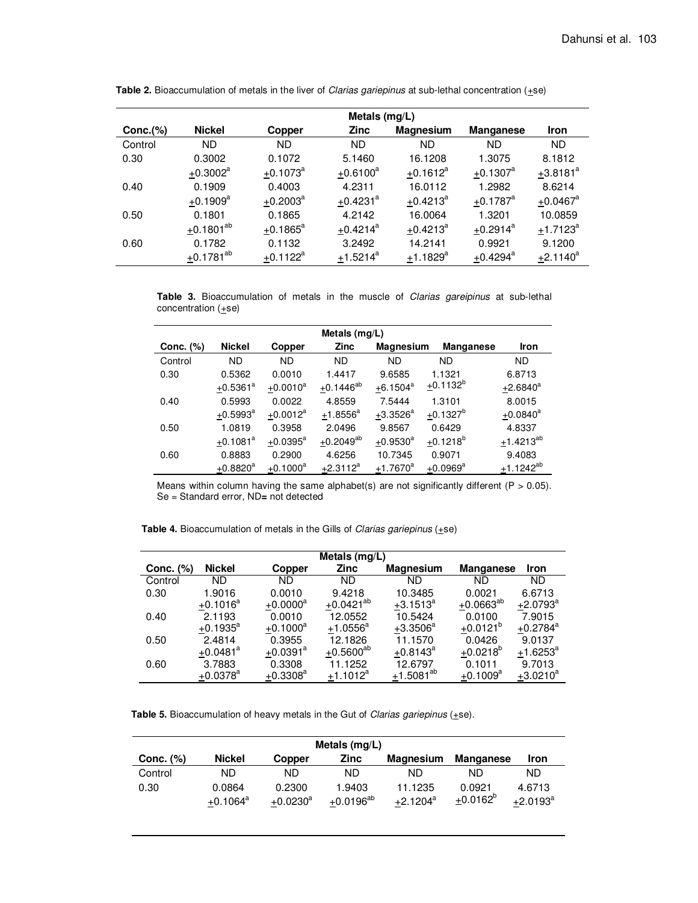**Table 2.** Bioaccumulation of metals in the liver of *Clarias gariepinus* at sub-lethal concentration (±se)

| | Metals (mg/L) | | | | | |
|---|---|---|---|---|---|---|
| **Conc.(%)** | **Nickel** | **Copper** | **Zinc** | **Magnesium** | **Manganese** | **Iron** |
| Control | ND | ND | ND | ND | ND | ND |
| 0.30 | 0.3002 ±0.3002[a] | 0.1072 ±0.1073[a] | 5.1460 ±0.6100[a] | 16.1208 ±0.1612[a] | 1.3075 ±0.1307[a] | 8.1812 ±3.8181[a] |
| 0.40 | 0.1909 ±0.1909[a] | 0.4003 ±0.2003[a] | 4.2311 ±0.4231[a] | 16.0112 ±0.4213[a] | 1.2982 ±0.1787[a] | 8.6214 ±0.0467[a] |
| 0.50 | 0.1801 ±0.1801[ab] | 0.1865 ±0.1865[a] | 4.2142 ±0.4214[a] | 16.0064 ±0.4213[a] | 1.3201 ±0.2914[a] | 10.0859 ±1.7123[a] |
| 0.60 | 0.1782 ±0.1781[ab] | 0.1132 ±0.1122[a] | 3.2492 ±1.5214[a] | 14.2141 ±1.1829[a] | 0.9921 ±0.4294[a] | 9.1200 ±2.1140[a] |

**Table 3.** Bioaccumulation of metals in the muscle of *Clarias gareipinus* at sub-lethal concentration (±se)

| | Metals (mg/L) | | | | | |
|---|---|---|---|---|---|---|
| **Conc. (%)** | **Nickel** | **Copper** | **Zinc** | **Magnesium** | **Manganese** | **Iron** |
| Control | ND | ND | ND | ND | ND | ND |
| 0.30 | 0.5362 ±0.5361[a] | 0.0010 ±0.0010[a] | 1.4417 ±0.1446[ab] | 9.6585 ±6.1504[a] | 1.1321 ±0.1132[b] | 6.8713 ±2.6840[a] |
| 0.40 | 0.5993 ±0.5993[a] | 0.0022 ±0.0012[a] | 4.8559 ±1.8556[a] | 7.5444 ±3.3526[a] | 1.3101 ±0.1327[b] | 8.0015 ±0.0840[a] |
| 0.50 | 1.0819 ±0.1081[a] | 0.3958 ±0.0395[a] | 2.0496 ±0.2049[ab] | 9.8567 ±0.9530[a] | 0.6429 ±0.1218[b] | 4.8337 ±1.4213[ab] |
| 0.60 | 0.8883 ±0.8820[a] | 0.2900 ±0.1000[a] | 4.6256 ±2.3112[a] | 10.7345 ±1.7670[a] | 0.9071 ±0.0969[a] | 9.4083 ±1.1242[ab] |

Means within column having the same alphabet(s) are not significantly different ($P > 0.05$). Se = Standard error, ND= not detected

**Table 4.** Bioaccumulation of metals in the Gills of *Clarias gariepinus* (±se)

| | Metals (mg/L) | | | | | |
|---|---|---|---|---|---|---|
| **Conc. (%)** | **Nickel** | **Copper** | **Zinc** | **Magnesium** | **Manganese** | **Iron** |
| Control | ND | ND | ND | ND | ND | ND |
| 0.30 | 1.9016 ±0.1016[a] | 0.0010 ±0.0000[a] | 9.4218 ±0.0421[ab] | 10.3485 ±3.1513[a] | 0.0021 ±0.0663[ab] | 6.6713 ±2.0793[a] |
| 0.40 | 2.1193 ±0.1935[a] | 0.0010 ±0.1000[a] | 12.0552 ±1.0556[a] | 10.5424 ±3.3506[a] | 0.0100 ±0.0121[b] | 7.9015 ±0.2784[a] |
| 0.50 | 2.4814 ±0.0481[a] | 0.3955 ±0.0391[a] | 12.1826 ±0.5600[ab] | 11.1570 ±0.8143[a] | 0.0426 ±0.0218[b] | 9.0137 ±1.6253[a] |
| 0.60 | 3.7883 ±0.0378[a] | 0.3308 ±0.3308[a] | 11.1252 ±1.1012[a] | 12.6797 ±1.5081[ab] | 0.1011 ±0.1009[a] | 9.7013 ±3.0210[a] |

**Table 5.** Bioaccumulation of heavy metals in the Gut of *Clarias gariepinus* (±se).

| | Metals (mg/L) | | | | | |
|---|---|---|---|---|---|---|
| **Conc. (%)** | **Nickel** | **Copper** | **Zinc** | **Magnesium** | **Manganese** | **Iron** |
| Control | ND | ND | ND | ND | ND | ND |
| 0.30 | 0.0864 ±0.1064[a] | 0.2300 ±0.0230[a] | 1.9403 ±0.0196[ab] | 11.1235 ±2.1204[a] | 0.0921 ±0.0162[b] | 4.6713 ±2.0193[a] |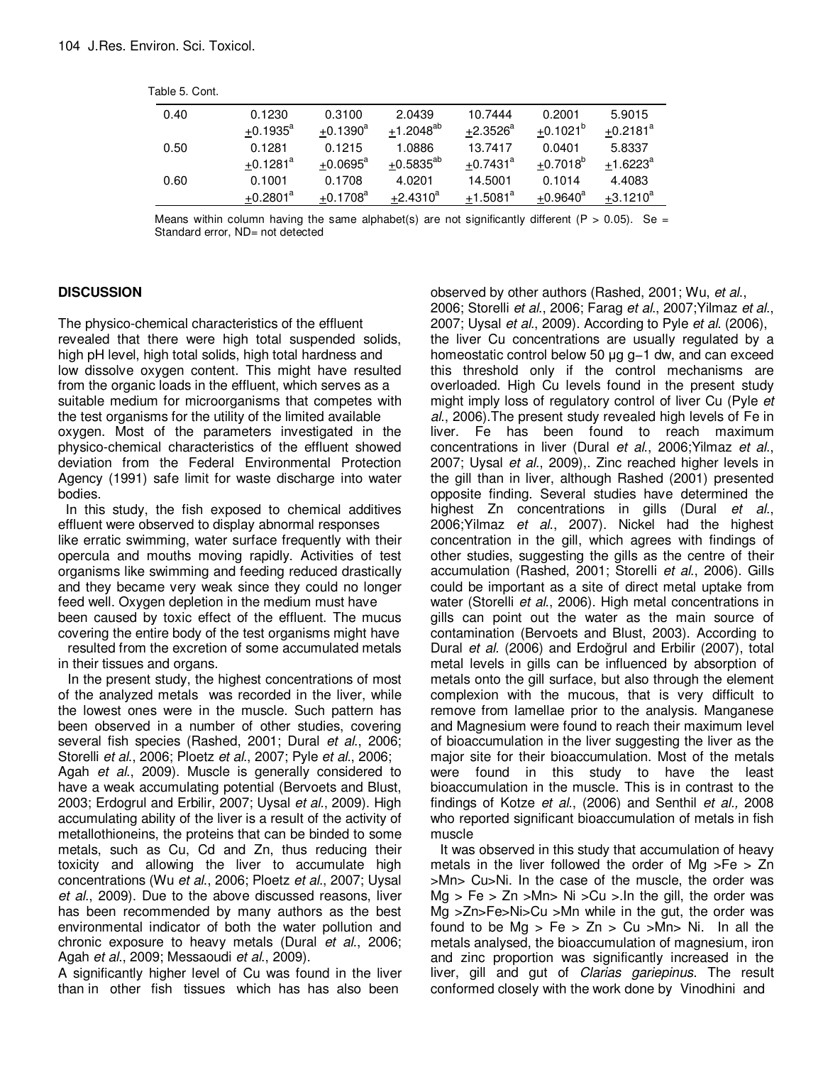Table 5. Cont.

| | | | | | | |
|---|---|---|---|---|---|---|
| 0.40 | 0.1230 $\pm 0.1935^{a}$ | 0.3100 $\pm 0.1390^{a}$ | 2.0439 $\pm 1.2048^{ab}$ | 10.7444 $\pm 2.3526^{a}$ | 0.2001 $\pm 0.1021^{b}$ | 5.9015 $\pm 0.2181^{a}$ |
| 0.50 | 0.1281 $\pm 0.1281^{a}$ | 0.1215 $\pm 0.0695^{a}$ | 1.0886 $\pm 0.5835^{ab}$ | 13.7417 $\pm 0.7431^{a}$ | 0.0401 $\pm 0.7018^{b}$ | 5.8337 $\pm 1.6223^{a}$ |
| 0.60 | 0.1001 $\pm 0.2801^{a}$ | 0.1708 $\pm 0.1708^{a}$ | 4.0201 $\pm 2.4310^{a}$ | 14.5001 $\pm 1.5081^{a}$ | 0.1014 $\pm 0.9640^{a}$ | 4.4083 $\pm 3.1210^{a}$ |

Means within column having the same alphabet(s) are not significantly different ($P > 0.05$). Se = Standard error, ND= not detected

## DISCUSSION

The physico-chemical characteristics of the effluent revealed that there were high total suspended solids, high pH level, high total solids, high total hardness and low dissolve oxygen content. This might have resulted from the organic loads in the effluent, which serves as a suitable medium for microorganisms that competes with the test organisms for the utility of the limited available oxygen. Most of the parameters investigated in the physico-chemical characteristics of the effluent showed deviation from the Federal Environmental Protection Agency (1991) safe limit for waste discharge into water bodies.

In this study, the fish exposed to chemical additives effluent were observed to display abnormal responses like erratic swimming, water surface frequently with their opercula and mouths moving rapidly. Activities of test organisms like swimming and feeding reduced drastically and they became very weak since they could no longer feed well. Oxygen depletion in the medium must have been caused by toxic effect of the effluent. The mucus covering the entire body of the test organisms might have resulted from the excretion of some accumulated metals in their tissues and organs.

In the present study, the highest concentrations of most of the analyzed metals was recorded in the liver, while the lowest ones were in the muscle. Such pattern has been observed in a number of other studies, covering several fish species (Rashed, 2001; Dural *et al*., 2006; Storelli *et al*., 2006; Ploetz *et al*., 2007; Pyle *et al*., 2006; Agah *et al*., 2009). Muscle is generally considered to have a weak accumulating potential (Bervoets and Blust, 2003; Erdogrul and Erbilir, 2007; Uysal *et al*., 2009). High accumulating ability of the liver is a result of the activity of metallothioneins, the proteins that can be binded to some metals, such as Cu, Cd and Zn, thus reducing their toxicity and allowing the liver to accumulate high concentrations (Wu *et al*., 2006; Ploetz *et al*., 2007; Uysal *et al*., 2009). Due to the above discussed reasons, liver has been recommended by many authors as the best environmental indicator of both the water pollution and chronic exposure to heavy metals (Dural *et al*., 2006; Agah *et al*., 2009; Messaoudi *et al*., 2009).

A significantly higher level of Cu was found in the liver than in other fish tissues which has has also been observed by other authors (Rashed, 2001; Wu, *et al*., 2006; Storelli *et al*., 2006; Farag *et al*., 2007;Yilmaz *et al*., 2007; Uysal *et al*., 2009). According to Pyle *et al*. (2006), the liver Cu concentrations are usually regulated by a homeostatic control below 50 μg $g^{-1}$ dw, and can exceed this threshold only if the control mechanisms are overloaded. High Cu levels found in the present study might imply loss of regulatory control of liver Cu (Pyle *et al*., 2006).The present study revealed high levels of Fe in liver. Fe has been found to reach maximum concentrations in liver (Dural *et al*., 2006;Yilmaz *et al*., 2007; Uysal *et al*., 2009),. Zinc reached higher levels in the gill than in liver, although Rashed (2001) presented opposite finding. Several studies have determined the highest Zn concentrations in gills (Dural *et al*., 2006;Yilmaz *et al*., 2007). Nickel had the highest concentration in the gill, which agrees with findings of other studies, suggesting the gills as the centre of their accumulation (Rashed, 2001; Storelli *et al*., 2006). Gills could be important as a site of direct metal uptake from water (Storelli *et al*., 2006). High metal concentrations in gills can point out the water as the main source of contamination (Bervoets and Blust, 2003). According to Dural *et al.* (2006) and Erdoğrul and Erbilir (2007), total metal levels in gills can be influenced by absorption of metals onto the gill surface, but also through the element complexion with the mucous, that is very difficult to remove from lamellae prior to the analysis. Manganese and Magnesium were found to reach their maximum level of bioaccumulation in the liver suggesting the liver as the major site for their bioaccumulation. Most of the metals were found in this study to have the least bioaccumulation in the muscle. This is in contrast to the findings of Kotze *et al*., (2006) and Senthil *et al.,* 2008 who reported significant bioaccumulation of metals in fish muscle

It was observed in this study that accumulation of heavy metals in the liver followed the order of Mg >Fe > Zn >Mn> Cu>Ni. In the case of the muscle, the order was Mg > Fe > Zn >Mn> Ni >Cu >.In the gill, the order was Mg >Zn>Fe>Ni>Cu >Mn while in the gut, the order was found to be Mg > Fe > Zn > Cu >Mn> Ni. In all the metals analysed, the bioaccumulation of magnesium, iron and zinc proportion was significantly increased in the liver, gill and gut of *Clarias gariepinus*. The result conformed closely with the work done by Vinodhini and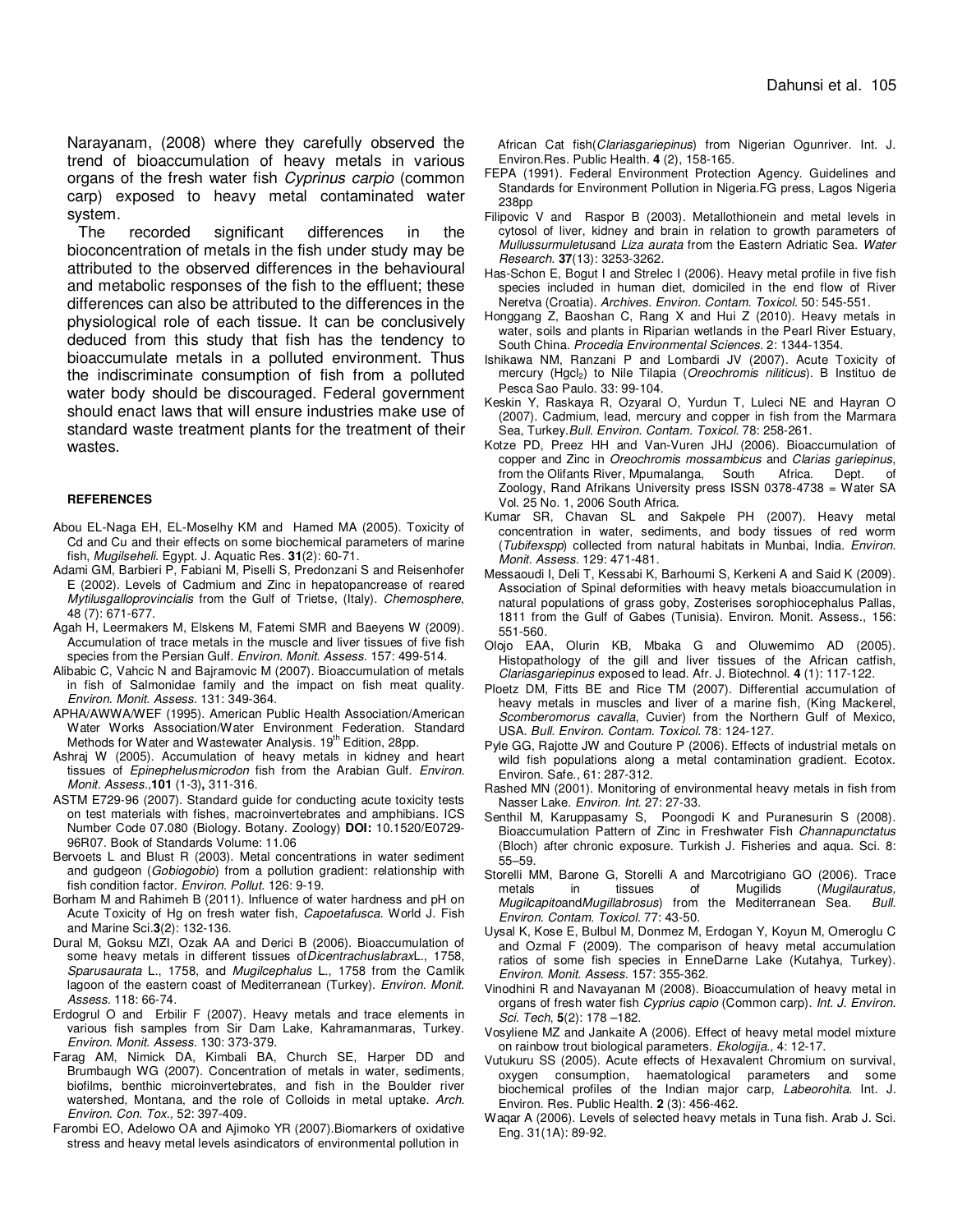Narayanam, (2008) where they carefully observed the trend of bioaccumulation of heavy metals in various organs of the fresh water fish *Cyprinus carpio* (common carp) exposed to heavy metal contaminated water system.

The recorded significant differences in the bioconcentration of metals in the fish under study may be attributed to the observed differences in the behavioural and metabolic responses of the fish to the effluent; these differences can also be attributed to the differences in the physiological role of each tissue. It can be conclusively deduced from this study that fish has the tendency to bioaccumulate metals in a polluted environment. Thus the indiscriminate consumption of fish from a polluted water body should be discouraged. Federal government should enact laws that will ensure industries make use of standard waste treatment plants for the treatment of their wastes.

## REFERENCES

Abou EL-Naga EH, EL-Moselhy KM and Hamed MA (2005). Toxicity of Cd and Cu and their effects on some biochemical parameters of marine fish, *Mugilseheli*. Egypt. J. Aquatic Res. **31**(2): 60-71.

Adami GM, Barbieri P, Fabiani M, Piselli S, Predonzani S and Reisenhofer E (2002). Levels of Cadmium and Zinc in hepatopancrease of reared *Mytilusgalloprovincialis* from the Gulf of Trietse, (Italy). *Chemosphere*, 48 (7): 671-677.

Agah H, Leermakers M, Elskens M, Fatemi SMR and Baeyens W (2009). Accumulation of trace metals in the muscle and liver tissues of five fish species from the Persian Gulf. *Environ. Monit. Assess.* 157: 499-514.

Alibabic C, Vahcic N and Bajramovic M (2007). Bioaccumulation of metals in fish of Salmonidae family and the impact on fish meat quality. *Environ. Monit. Assess.* 131: 349-364.

APHA/AWWA/WEF (1995). American Public Health Association/American Water Works Association/Water Environment Federation. Standard Methods for Water and Wastewater Analysis. 19th Edition, 28pp.

Ashraj W (2005). Accumulation of heavy metals in kidney and heart tissues of *Epinephelusmicrodon* fish from the Arabian Gulf. *Environ. Monit. Assess*.,**101** (1-3)**,** 311-316.

ASTM E729-96 (2007). Standard guide for conducting acute toxicity tests on test materials with fishes, macroinvertebrates and amphibians. ICS Number Code 07.080 (Biology. Botany. Zoology) **DOI:** 10.1520/E0729-96R07. Book of Standards Volume: 11.06

Bervoets L and Blust R (2003). Metal concentrations in water sediment and gudgeon (*Gobiogobio*) from a pollution gradient: relationship with fish condition factor. *Environ. Pollut.* 126: 9-19.

Borham M and Rahimeh B (2011). Influence of water hardness and pH on Acute Toxicity of Hg on fresh water fish, *Capoetafusca*. World J. Fish and Marine Sci.**3**(2): 132-136.

Dural M, Goksu MZI, Ozak AA and Derici B (2006). Bioaccumulation of some heavy metals in different tissues of*Dicentrachuslabrax*L., 1758, *Sparusaurata* L., 1758, and *Mugilcephalus* L., 1758 from the Camlik lagoon of the eastern coast of Mediterranean (Turkey). *Environ. Monit. Assess.* 118: 66-74.

Erdogrul O and Erbilir F (2007). Heavy metals and trace elements in various fish samples from Sir Dam Lake, Kahramanmaras, Turkey. *Environ. Monit. Assess.* 130: 373-379.

Farag AM, Nimick DA, Kimbali BA, Church SE, Harper DD and Brumbaugh WG (2007). Concentration of metals in water, sediments, biofilms, benthic microinvertebrates, and fish in the Boulder river watershed, Montana, and the role of Colloids in metal uptake. *Arch. Environ. Con. Tox.,* 52: 397-409.

Farombi EO, Adelowo OA and Ajimoko YR (2007).Biomarkers of oxidative stress and heavy metal levels asindicators of environmental pollution in African Cat fish(*Clariasgariepinus*) from Nigerian Ogunriver. Int. J. Environ.Res. Public Health. **4** (2), 158-165.

FEPA (1991). Federal Environment Protection Agency. Guidelines and Standards for Environment Pollution in Nigeria.FG press, Lagos Nigeria 238pp

Filipovic V and Raspor B (2003). Metallothionein and metal levels in cytosol of liver, kidney and brain in relation to growth parameters of *Mullussurmuletus*and *Liza aurata* from the Eastern Adriatic Sea. *Water Research.* **37**(13): 3253-3262.

Has-Schon E, Bogut I and Strelec I (2006). Heavy metal profile in five fish species included in human diet, domiciled in the end flow of River Neretva (Croatia). *Archives. Environ. Contam. Toxicol.* 50: 545-551.

Honggang Z, Baoshan C, Rang X and Hui Z (2010). Heavy metals in water, soils and plants in Riparian wetlands in the Pearl River Estuary, South China. *Procedia Environmental Sciences.* 2: 1344-1354.

Ishikawa NM, Ranzani P and Lombardi JV (2007). Acute Toxicity of mercury ($HgCl_2$) to Nile Tilapia (*Oreochromis niliticus*). B Instituo de Pesca Sao Paulo. 33: 99-104.

Keskin Y, Raskaya R, Ozyaral O, Yurdun T, Luleci NE and Hayran O (2007). Cadmium, lead, mercury and copper in fish from the Marmara Sea, Turkey.*Bull. Environ. Contam. Toxicol.* 78: 258-261.

Kotze PD, Preez HH and Van-Vuren JHJ (2006). Bioaccumulation of copper and Zinc in *Oreochromis mossambicus* and *Clarias gariepinus*, from the Olifants River, Mpumalanga, South Africa. Dept. of Zoology, Rand Afrikans University press ISSN 0378-4738 = Water SA Vol. 25 No. 1, 2006 South Africa.

Kumar SR, Chavan SL and Sakpele PH (2007). Heavy metal concentration in water, sediments, and body tissues of red worm (*Tubifexspp*) collected from natural habitats in Munbai, India. *Environ. Monit. Assess.* 129: 471-481.

Messaoudi I, Deli T, Kessabi K, Barhoumi S, Kerkeni A and Said K (2009). Association of Spinal deformities with heavy metals bioaccumulation in natural populations of grass goby, Zosterises sorophiocephalus Pallas, 1811 from the Gulf of Gabes (Tunisia). Environ. Monit. Assess., 156: 551-560.

Olojo EAA, Olurin KB, Mbaka G and Oluwemimo AD (2005). Histopathology of the gill and liver tissues of the African catfish, *Clariasgariepinus* exposed to lead. Afr. J. Biotechnol. **4** (1): 117-122.

Ploetz DM, Fitts BE and Rice TM (2007). Differential accumulation of heavy metals in muscles and liver of a marine fish, (King Mackerel, *Scomberomorus cavalla*, Cuvier) from the Northern Gulf of Mexico, USA. *Bull. Environ. Contam. Toxicol.* 78: 124-127.

Pyle GG, Rajotte JW and Couture P (2006). Effects of industrial metals on wild fish populations along a metal contamination gradient. Ecotox. Environ. Safe., 61: 287-312.

Rashed MN (2001). Monitoring of environmental heavy metals in fish from Nasser Lake. *Environ. Int.* 27: 27-33.

Senthil M, Karuppasamy S, Poongodi K and Puranesurin S (2008). Bioaccumulation Pattern of Zinc in Freshwater Fish *Channapunctatus* (Bloch) after chronic exposure. Turkish J. Fisheries and aqua. Sci. 8: 55–59.

Storelli MM, Barone G, Storelli A and Marcotrigiano GO (2006). Trace metals in tissues of Mugilids (*Mugilauratus, Mugilcapito*and*Mugillabrosus*) from the Mediterranean Sea. *Bull. Environ. Contam. Toxicol.* 77: 43-50.

Uysal K, Kose E, Bulbul M, Donmez M, Erdogan Y, Koyun M, Omeroglu C and Ozmal F (2009). The comparison of heavy metal accumulation ratios of some fish species in EnneDarne Lake (Kutahya, Turkey). *Environ. Monit. Assess.* 157: 355-362.

Vinodhini R and Navayanan M (2008). Bioaccumulation of heavy metal in organs of fresh water fish *Cyprius capio* (Common carp). *Int. J. Environ. Sci. Tech*, **5**(2): 178 –182.

Vosyliene MZ and Jankaite A (2006). Effect of heavy metal model mixture on rainbow trout biological parameters. *Ekologija*., 4: 12-17.

Vutukuru SS (2005). Acute effects of Hexavalent Chromium on survival, oxygen consumption, haematological parameters and some biochemical profiles of the Indian major carp, *Labeorohita.* Int. J. Environ. Res. Public Health. **2** (3): 456-462.

Waqar A (2006). Levels of selected heavy metals in Tuna fish. Arab J. Sci. Eng. 31(1A): 89-92.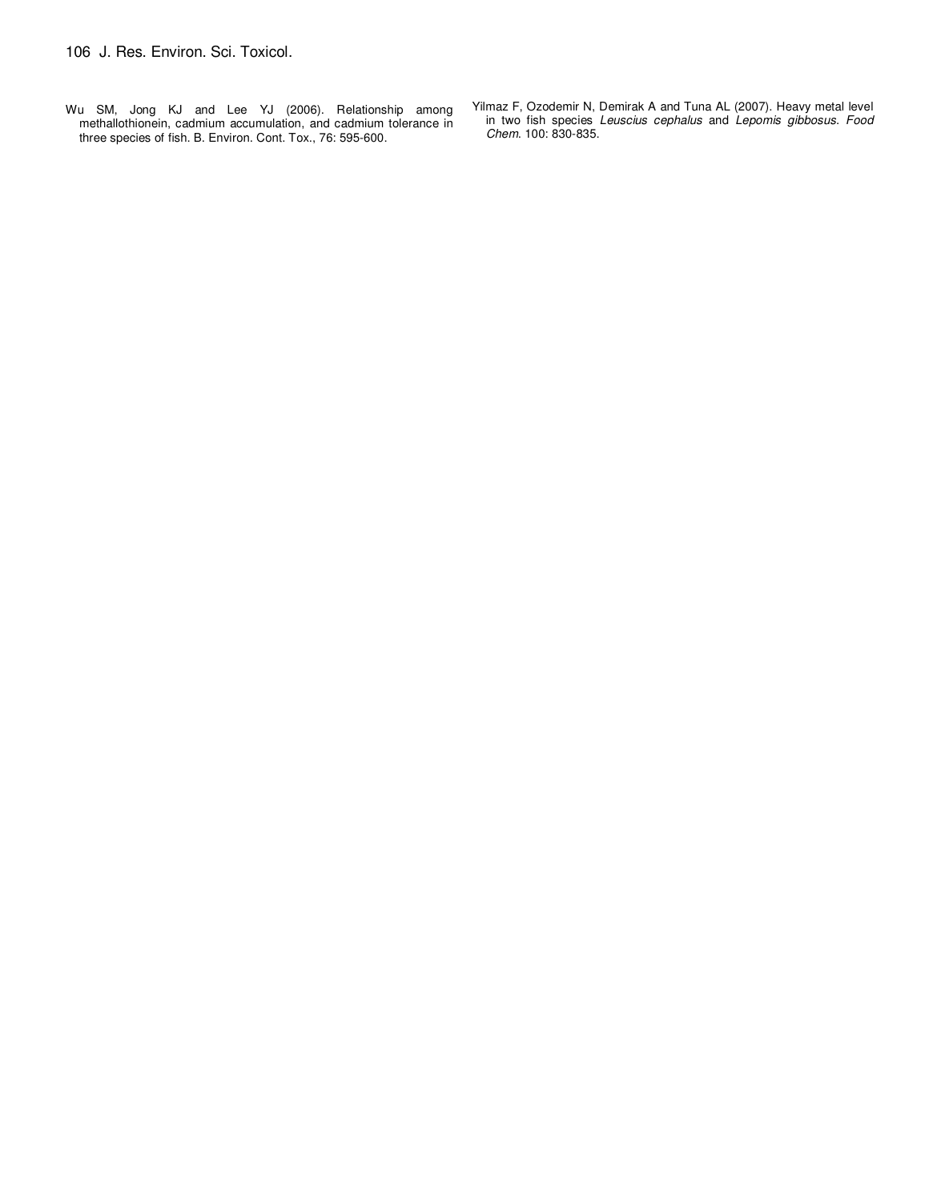Wu SM, Jong KJ and Lee YJ (2006). Relationship among methallothionein, cadmium accumulation, and cadmium tolerance in three species of fish. B. Environ. Cont. Tox., 76: 595-600.

Yilmaz F, Ozodemir N, Demirak A and Tuna AL (2007). Heavy metal level in two fish species *Leuscius cephalus* and *Lepomis gibbosus*. *Food Chem*. 100: 830-835.